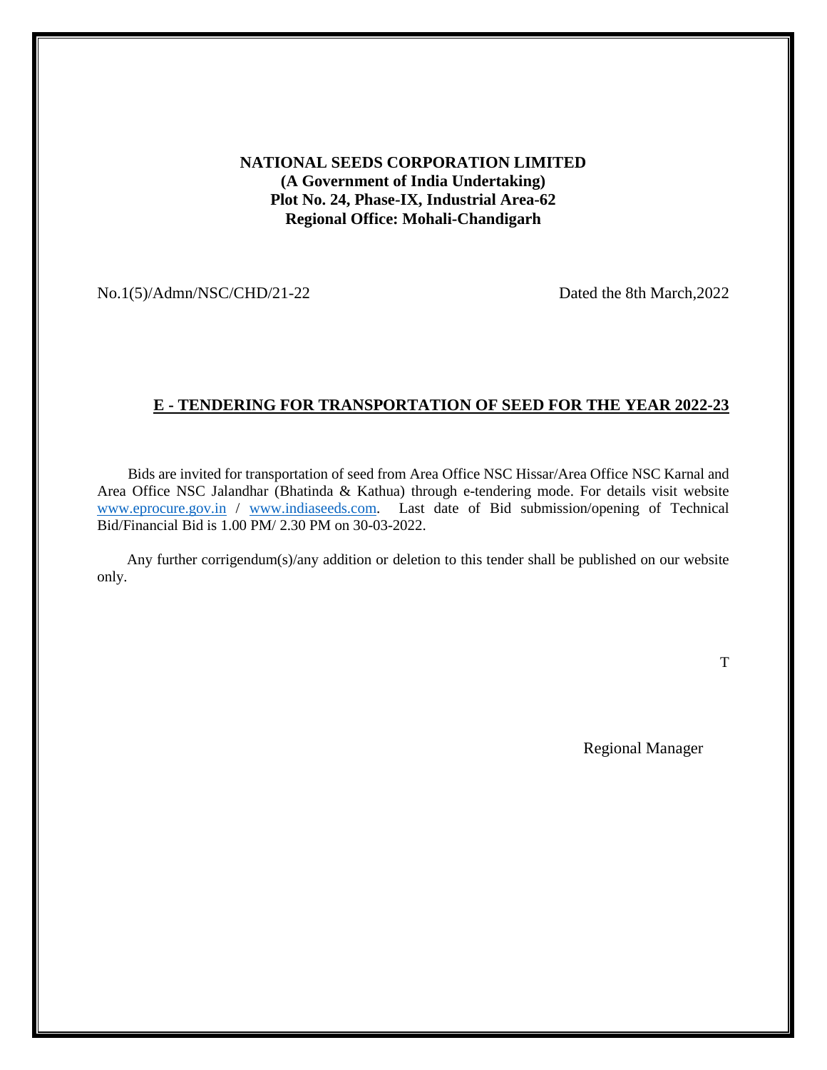**NATIONAL SEEDS CORPORATION LIMITED**
**(A Government of India Undertaking)**
**Plot No. 24, Phase-IX, Industrial Area-62**
**Regional Office: Mohali-Chandigarh**

No.1(5)/Admn/NSC/CHD/21-22 Dated the 8th March,2022

## E - TENDERING FOR TRANSPORTATION OF SEED FOR THE YEAR 2022-23

Bids are invited for transportation of seed from Area Office NSC Hissar/Area Office NSC Karnal and Area Office NSC Jalandhar (Bhatinda & Kathua) through e-tendering mode. For details visit website www.eprocure.gov.in / www.indiaseeds.com. Last date of Bid submission/opening of Technical Bid/Financial Bid is 1.00 PM/ 2.30 PM on 30-03-2022.

Any further corrigendum(s)/any addition or deletion to this tender shall be published on our website only.

T

Regional Manager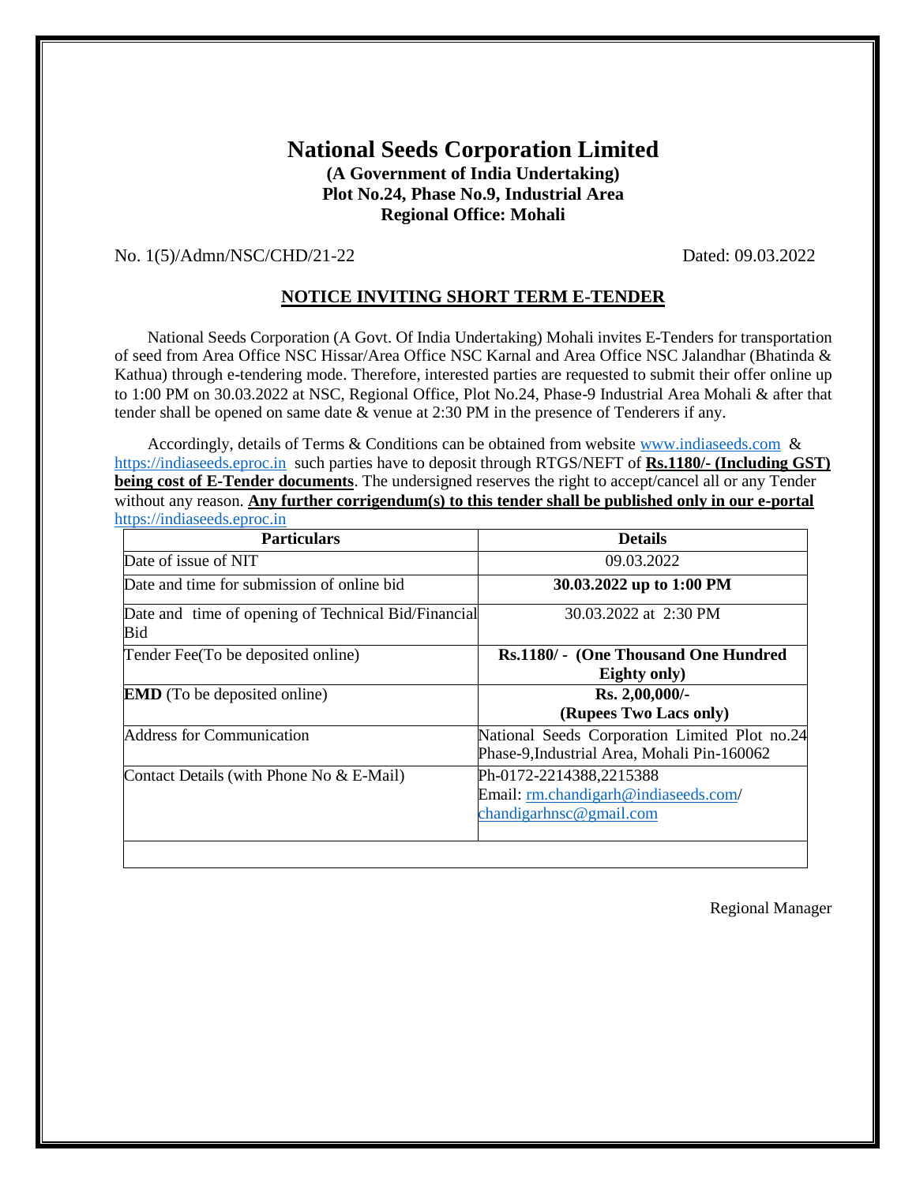# National Seeds Corporation Limited

**(A Government of India Undertaking)**
**Plot No.24, Phase No.9, Industrial Area**
**Regional Office: Mohali**

No. 1(5)/Admn/NSC/CHD/21-22 Dated: 09.03.2022

## NOTICE INVITING SHORT TERM E-TENDER

National Seeds Corporation (A Govt. Of India Undertaking) Mohali invites E-Tenders for transportation of seed from Area Office NSC Hissar/Area Office NSC Karnal and Area Office NSC Jalandhar (Bhatinda & Kathua) through e-tendering mode. Therefore, interested parties are requested to submit their offer online up to 1:00 PM on 30.03.2022 at NSC, Regional Office, Plot No.24, Phase-9 Industrial Area Mohali & after that tender shall be opened on same date & venue at 2:30 PM in the presence of Tenderers if any.

Accordingly, details of Terms & Conditions can be obtained from website www.indiaseeds.com & https://indiaseeds.eproc.in such parties have to deposit through RTGS/NEFT of **Rs.1180/- (Including GST) being cost of E-Tender documents**. The undersigned reserves the right to accept/cancel all or any Tender without any reason. **Any further corrigendum(s) to this tender shall be published only in our e-portal** https://indiaseeds.eproc.in

| Particulars | Details |
|---|---|
| Date of issue of NIT | 09.03.2022 |
| Date and time for submission of online bid | **30.03.2022 up to 1:00 PM** |
| Date and time of opening of Technical Bid/Financial Bid | 30.03.2022 at 2:30 PM |
| Tender Fee(To be deposited online) | **Rs.1180/- (One Thousand One Hundred Eighty only)** |
| **EMD** (To be deposited online) | **Rs. 2,00,000/- (Rupees Two Lacs only)** |
| Address for Communication | National Seeds Corporation Limited Plot no.24 Phase-9,Industrial Area, Mohali Pin-160062 |
| Contact Details (with Phone No & E-Mail) | Ph-0172-2214388,2215388<br>Email: rm.chandigarh@indiaseeds.com/ chandigarhnsc@gmail.com |
| | |

Regional Manager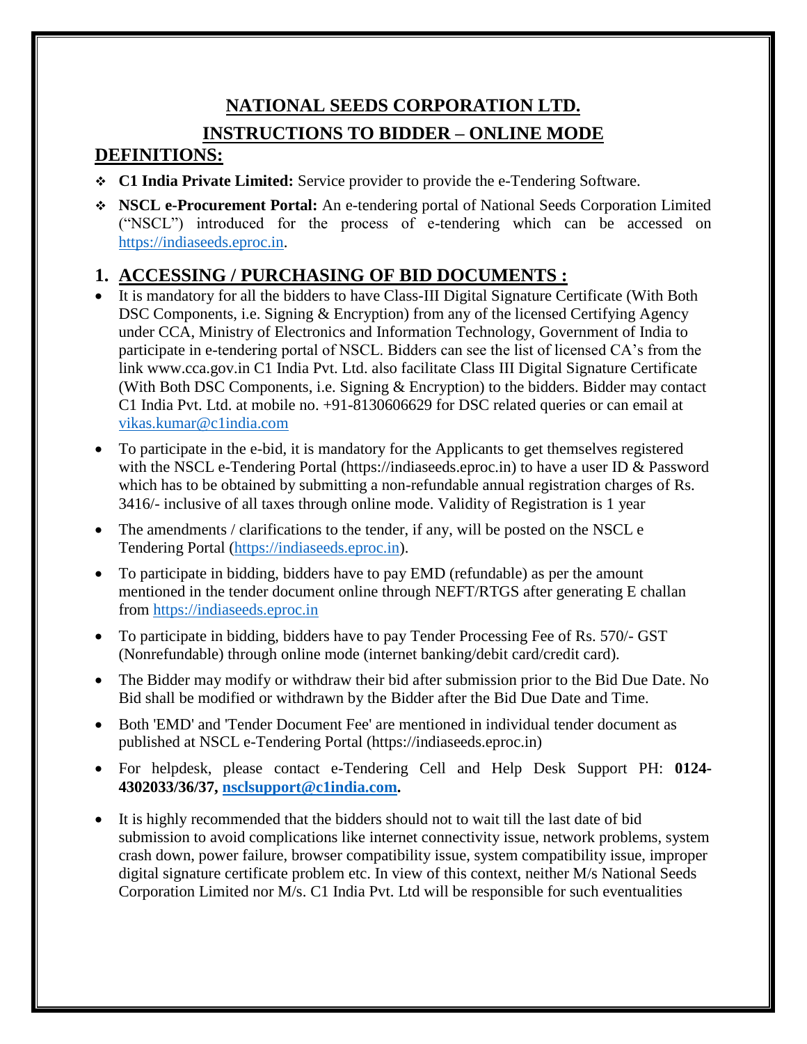# NATIONAL SEEDS CORPORATION LTD.

# INSTRUCTIONS TO BIDDER – ONLINE MODE

## DEFINITIONS:

- **C1 India Private Limited:** Service provider to provide the e-Tendering Software.
- **NSCL e-Procurement Portal:** An e-tendering portal of National Seeds Corporation Limited ("NSCL") introduced for the process of e-tendering which can be accessed on https://indiaseeds.eproc.in.

## 1. ACCESSING / PURCHASING OF BID DOCUMENTS :

- It is mandatory for all the bidders to have Class-III Digital Signature Certificate (With Both DSC Components, i.e. Signing & Encryption) from any of the licensed Certifying Agency under CCA, Ministry of Electronics and Information Technology, Government of India to participate in e-tendering portal of NSCL. Bidders can see the list of licensed CA's from the link www.cca.gov.in C1 India Pvt. Ltd. also facilitate Class III Digital Signature Certificate (With Both DSC Components, i.e. Signing & Encryption) to the bidders. Bidder may contact C1 India Pvt. Ltd. at mobile no. +91-8130606629 for DSC related queries or can email at vikas.kumar@c1india.com
- To participate in the e-bid, it is mandatory for the Applicants to get themselves registered with the NSCL e-Tendering Portal (https://indiaseeds.eproc.in) to have a user ID & Password which has to be obtained by submitting a non-refundable annual registration charges of Rs. 3416/- inclusive of all taxes through online mode. Validity of Registration is 1 year
- The amendments / clarifications to the tender, if any, will be posted on the NSCL e Tendering Portal (https://indiaseeds.eproc.in).
- To participate in bidding, bidders have to pay EMD (refundable) as per the amount mentioned in the tender document online through NEFT/RTGS after generating E challan from https://indiaseeds.eproc.in
- To participate in bidding, bidders have to pay Tender Processing Fee of Rs. 570/- GST (Nonrefundable) through online mode (internet banking/debit card/credit card).
- The Bidder may modify or withdraw their bid after submission prior to the Bid Due Date. No Bid shall be modified or withdrawn by the Bidder after the Bid Due Date and Time.
- Both 'EMD' and 'Tender Document Fee' are mentioned in individual tender document as published at NSCL e-Tendering Portal (https://indiaseeds.eproc.in)
- For helpdesk, please contact e-Tendering Cell and Help Desk Support PH: **0124-4302033/36/37, nsclsupport@c1india.com.**
- It is highly recommended that the bidders should not to wait till the last date of bid submission to avoid complications like internet connectivity issue, network problems, system crash down, power failure, browser compatibility issue, system compatibility issue, improper digital signature certificate problem etc. In view of this context, neither M/s National Seeds Corporation Limited nor M/s. C1 India Pvt. Ltd will be responsible for such eventualities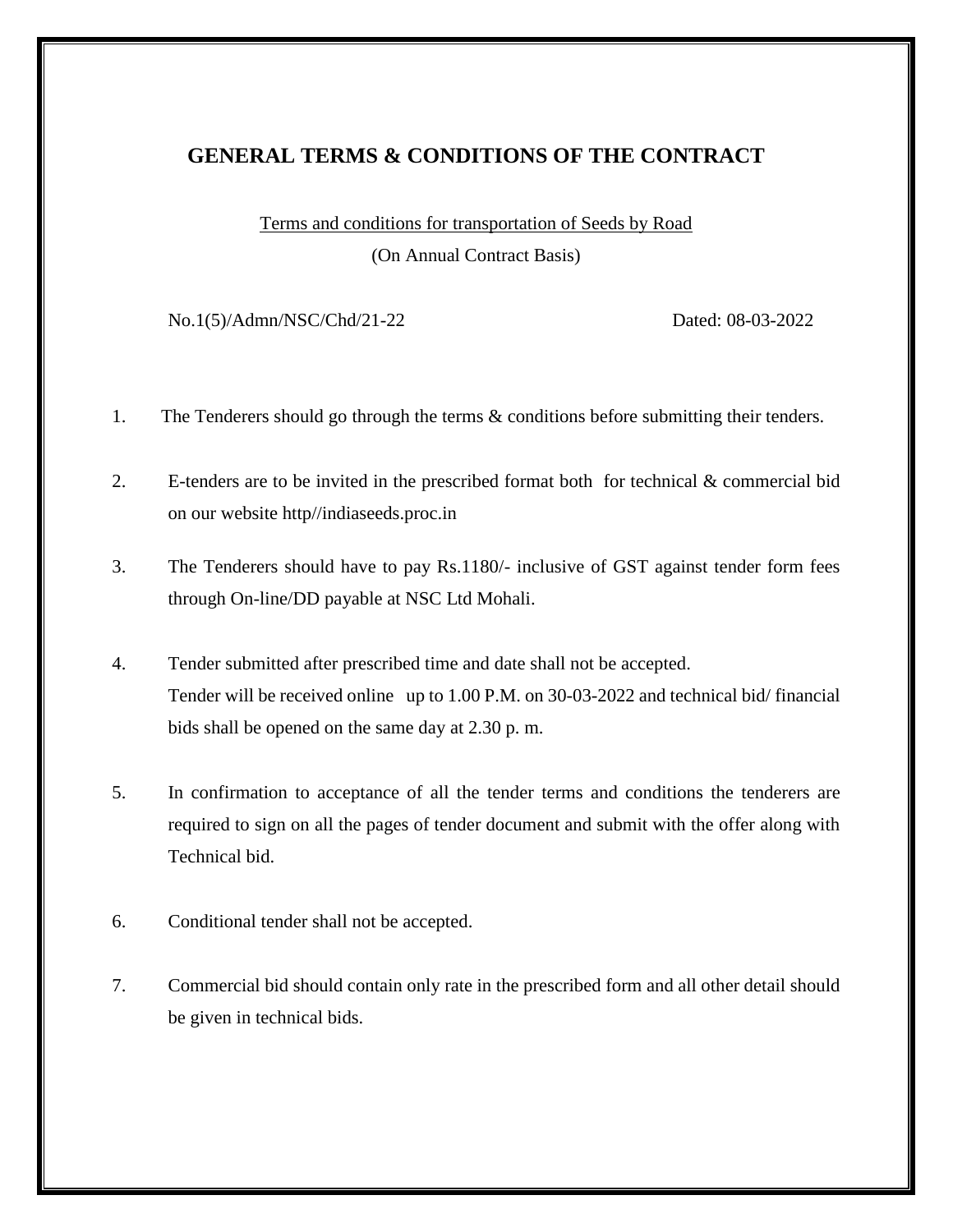# GENERAL TERMS & CONDITIONS OF THE CONTRACT

<u>Terms and conditions for transportation of Seeds by Road</u>

(On Annual Contract Basis)

No.1(5)/Admn/NSC/Chd/21-22 Dated: 08-03-2022

1. The Tenderers should go through the terms & conditions before submitting their tenders.

2. E-tenders are to be invited in the prescribed format both for technical & commercial bid on our website http//indiaseeds.proc.in

3. The Tenderers should have to pay Rs.1180/- inclusive of GST against tender form fees through On-line/DD payable at NSC Ltd Mohali.

4. Tender submitted after prescribed time and date shall not be accepted.
   Tender will be received online up to 1.00 P.M. on 30-03-2022 and technical bid/ financial bids shall be opened on the same day at 2.30 p. m.

5. In confirmation to acceptance of all the tender terms and conditions the tenderers are required to sign on all the pages of tender document and submit with the offer along with Technical bid.

6. Conditional tender shall not be accepted.

7. Commercial bid should contain only rate in the prescribed form and all other detail should be given in technical bids.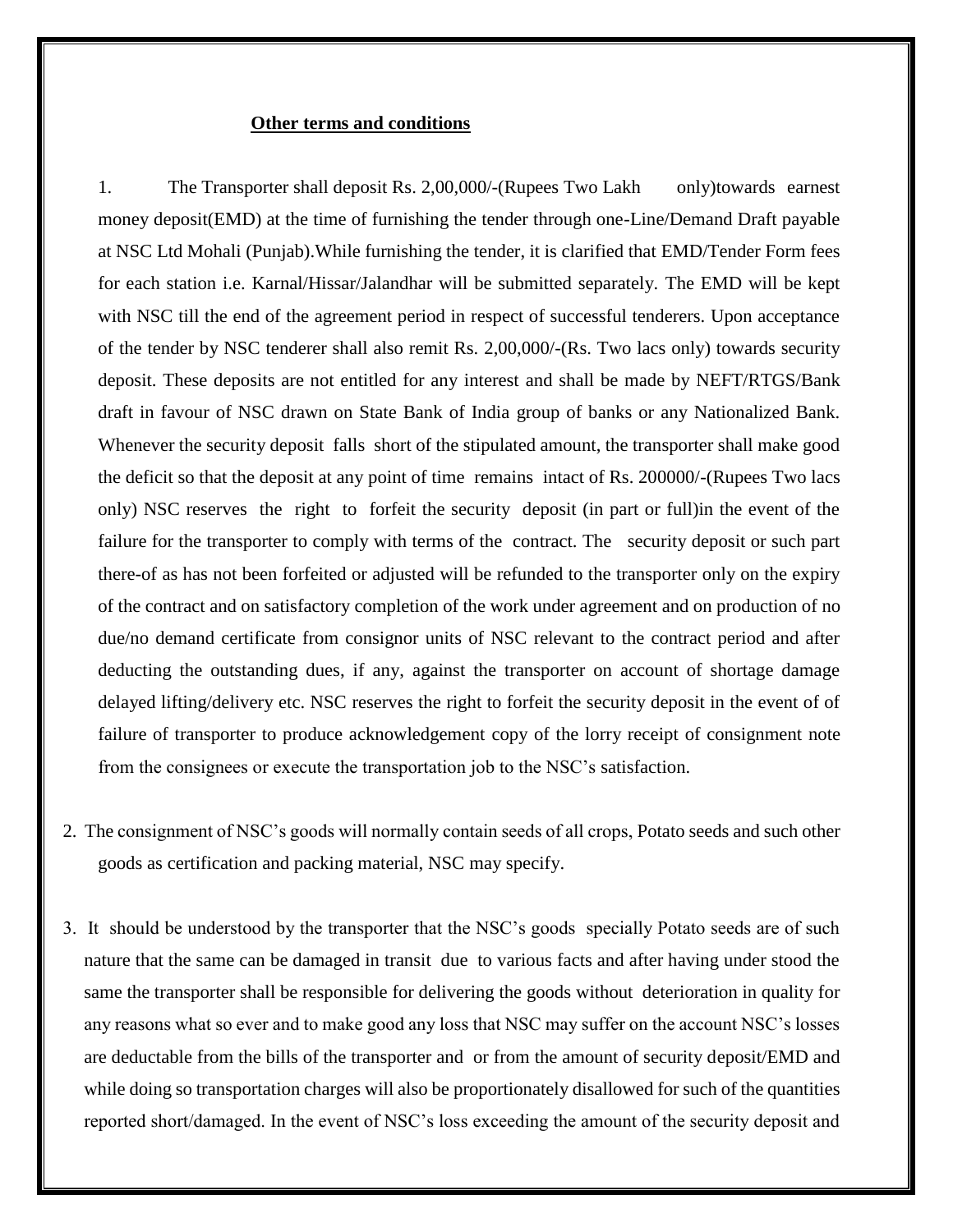**Other terms and conditions**

1. The Transporter shall deposit Rs. 2,00,000/-(Rupees Two Lakh only)towards earnest money deposit(EMD) at the time of furnishing the tender through one-Line/Demand Draft payable at NSC Ltd Mohali (Punjab).While furnishing the tender, it is clarified that EMD/Tender Form fees for each station i.e. Karnal/Hissar/Jalandhar will be submitted separately. The EMD will be kept with NSC till the end of the agreement period in respect of successful tenderers. Upon acceptance of the tender by NSC tenderer shall also remit Rs. 2,00,000/-(Rs. Two lacs only) towards security deposit. These deposits are not entitled for any interest and shall be made by NEFT/RTGS/Bank draft in favour of NSC drawn on State Bank of India group of banks or any Nationalized Bank. Whenever the security deposit falls short of the stipulated amount, the transporter shall make good the deficit so that the deposit at any point of time remains intact of Rs. 200000/-(Rupees Two lacs only) NSC reserves the right to forfeit the security deposit (in part or full)in the event of the failure for the transporter to comply with terms of the contract. The security deposit or such part there-of as has not been forfeited or adjusted will be refunded to the transporter only on the expiry of the contract and on satisfactory completion of the work under agreement and on production of no due/no demand certificate from consignor units of NSC relevant to the contract period and after deducting the outstanding dues, if any, against the transporter on account of shortage damage delayed lifting/delivery etc. NSC reserves the right to forfeit the security deposit in the event of of failure of transporter to produce acknowledgement copy of the lorry receipt of consignment note from the consignees or execute the transportation job to the NSC's satisfaction.

2. The consignment of NSC's goods will normally contain seeds of all crops, Potato seeds and such other goods as certification and packing material, NSC may specify.

3. It should be understood by the transporter that the NSC's goods specially Potato seeds are of such nature that the same can be damaged in transit due to various facts and after having under stood the same the transporter shall be responsible for delivering the goods without deterioration in quality for any reasons what so ever and to make good any loss that NSC may suffer on the account NSC's losses are deductable from the bills of the transporter and or from the amount of security deposit/EMD and while doing so transportation charges will also be proportionately disallowed for such of the quantities reported short/damaged. In the event of NSC's loss exceeding the amount of the security deposit and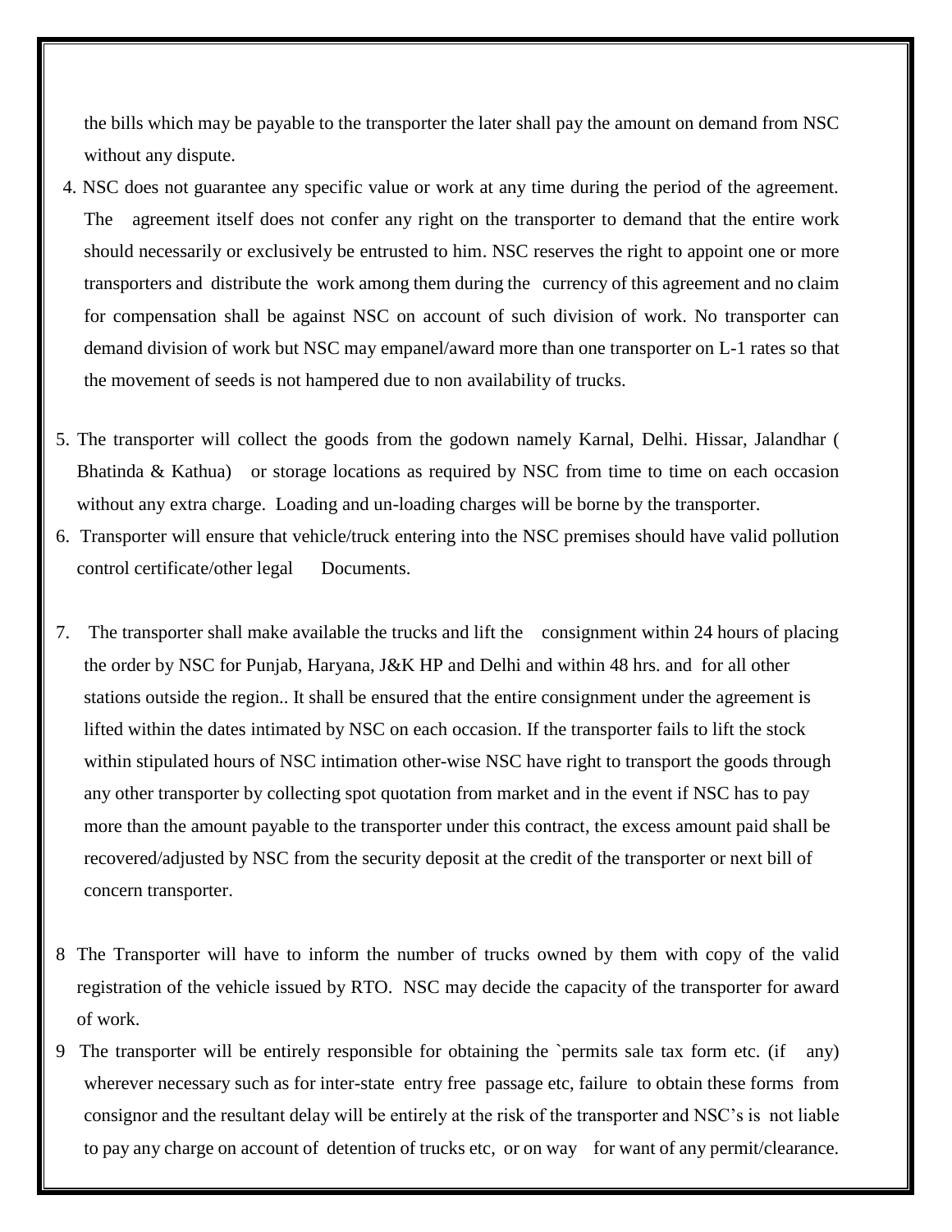the bills which may be payable to the transporter the later shall pay the amount on demand from NSC without any dispute.

4. NSC does not guarantee any specific value or work at any time during the period of the agreement. The agreement itself does not confer any right on the transporter to demand that the entire work should necessarily or exclusively be entrusted to him. NSC reserves the right to appoint one or more transporters and distribute the work among them during the currency of this agreement and no claim for compensation shall be against NSC on account of such division of work. No transporter can demand division of work but NSC may empanel/award more than one transporter on L-1 rates so that the movement of seeds is not hampered due to non availability of trucks.

5. The transporter will collect the goods from the godown namely Karnal, Delhi. Hissar, Jalandhar ( Bhatinda & Kathua) or storage locations as required by NSC from time to time on each occasion without any extra charge. Loading and un-loading charges will be borne by the transporter.

6. Transporter will ensure that vehicle/truck entering into the NSC premises should have valid pollution control certificate/other legal Documents.

7. The transporter shall make available the trucks and lift the consignment within 24 hours of placing the order by NSC for Punjab, Haryana, J&K HP and Delhi and within 48 hrs. and for all other stations outside the region.. It shall be ensured that the entire consignment under the agreement is lifted within the dates intimated by NSC on each occasion. If the transporter fails to lift the stock within stipulated hours of NSC intimation other-wise NSC have right to transport the goods through any other transporter by collecting spot quotation from market and in the event if NSC has to pay more than the amount payable to the transporter under this contract, the excess amount paid shall be recovered/adjusted by NSC from the security deposit at the credit of the transporter or next bill of concern transporter.

8 The Transporter will have to inform the number of trucks owned by them with copy of the valid registration of the vehicle issued by RTO. NSC may decide the capacity of the transporter for award of work.

9 The transporter will be entirely responsible for obtaining the `permits sale tax form etc. (if any) wherever necessary such as for inter-state entry free passage etc, failure to obtain these forms from consignor and the resultant delay will be entirely at the risk of the transporter and NSC's is not liable to pay any charge on account of detention of trucks etc, or on way for want of any permit/clearance.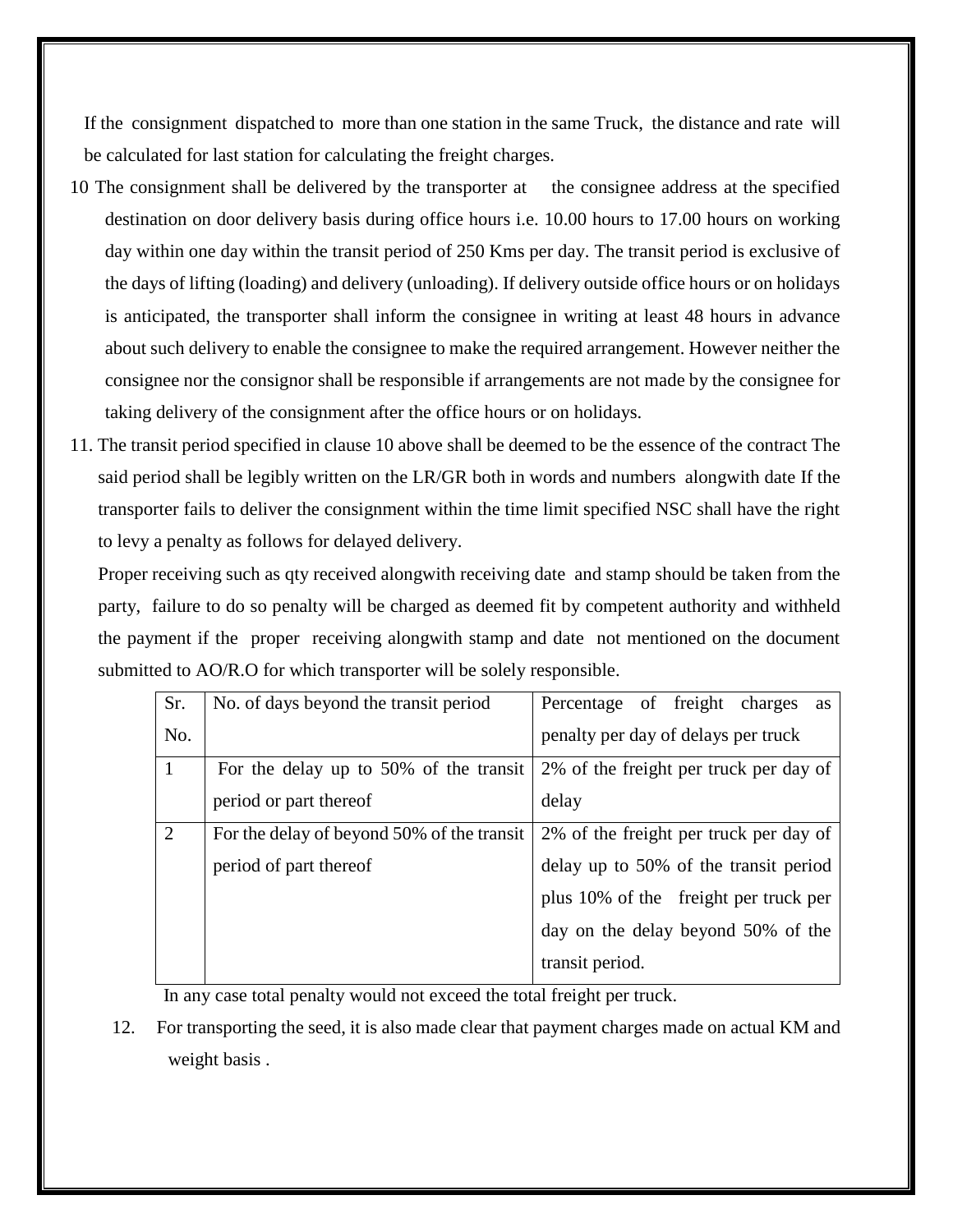If the consignment dispatched to more than one station in the same Truck, the distance and rate will be calculated for last station for calculating the freight charges.

10 The consignment shall be delivered by the transporter at the consignee address at the specified destination on door delivery basis during office hours i.e. 10.00 hours to 17.00 hours on working day within one day within the transit period of 250 Kms per day. The transit period is exclusive of the days of lifting (loading) and delivery (unloading). If delivery outside office hours or on holidays is anticipated, the transporter shall inform the consignee in writing at least 48 hours in advance about such delivery to enable the consignee to make the required arrangement. However neither the consignee nor the consignor shall be responsible if arrangements are not made by the consignee for taking delivery of the consignment after the office hours or on holidays.

11. The transit period specified in clause 10 above shall be deemed to be the essence of the contract The said period shall be legibly written on the LR/GR both in words and numbers alongwith date If the transporter fails to deliver the consignment within the time limit specified NSC shall have the right to levy a penalty as follows for delayed delivery.

Proper receiving such as qty received alongwith receiving date and stamp should be taken from the party, failure to do so penalty will be charged as deemed fit by competent authority and withheld the payment if the proper receiving alongwith stamp and date not mentioned on the document submitted to AO/R.O for which transporter will be solely responsible.

| Sr. No. | No. of days beyond the transit period | Percentage of freight charges as penalty per day of delays per truck |
|---|---|---|
| 1 | For the delay up to 50% of the transit period or part thereof | 2% of the freight per truck per day of delay |
| 2 | For the delay of beyond 50% of the transit period of part thereof | 2% of the freight per truck per day of delay up to 50% of the transit period plus 10% of the freight per truck per day on the delay beyond 50% of the transit period. |

In any case total penalty would not exceed the total freight per truck.

12. For transporting the seed, it is also made clear that payment charges made on actual KM and weight basis .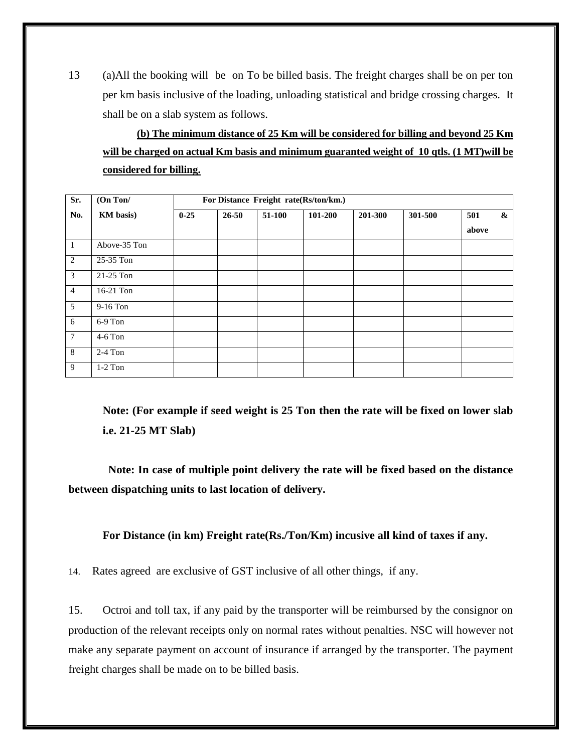13 (a)All the booking will be on To be billed basis. The freight charges shall be on per ton per km basis inclusive of the loading, unloading statistical and bridge crossing charges. It shall be on a slab system as follows.

**(b) The minimum distance of 25 Km will be considered for billing and beyond 25 Km will be charged on actual Km basis and minimum guaranted weight of 10 qtls. (1 MT)will be considered for billing.**

| Sr. No. | (On Ton/ KM basis) | For Distance Freight rate(Rs/ton/km.) | | | | | | |
|---|---|---|---|---|---|---|---|---|
| | | 0-25 | 26-50 | 51-100 | 101-200 | 201-300 | 301-500 | 501 & above |
| 1 | Above-35 Ton | | | | | | | |
| 2 | 25-35 Ton | | | | | | | |
| 3 | 21-25 Ton | | | | | | | |
| 4 | 16-21 Ton | | | | | | | |
| 5 | 9-16 Ton | | | | | | | |
| 6 | 6-9 Ton | | | | | | | |
| 7 | 4-6 Ton | | | | | | | |
| 8 | 2-4 Ton | | | | | | | |
| 9 | 1-2 Ton | | | | | | | |

**Note: (For example if seed weight is 25 Ton then the rate will be fixed on lower slab i.e. 21-25 MT Slab)**

**Note: In case of multiple point delivery the rate will be fixed based on the distance between dispatching units to last location of delivery.**

**For Distance (in km) Freight rate(Rs./Ton/Km) incusive all kind of taxes if any.**

14. Rates agreed are exclusive of GST inclusive of all other things, if any.

15. Octroi and toll tax, if any paid by the transporter will be reimbursed by the consignor on production of the relevant receipts only on normal rates without penalties. NSC will however not make any separate payment on account of insurance if arranged by the transporter. The payment freight charges shall be made on to be billed basis.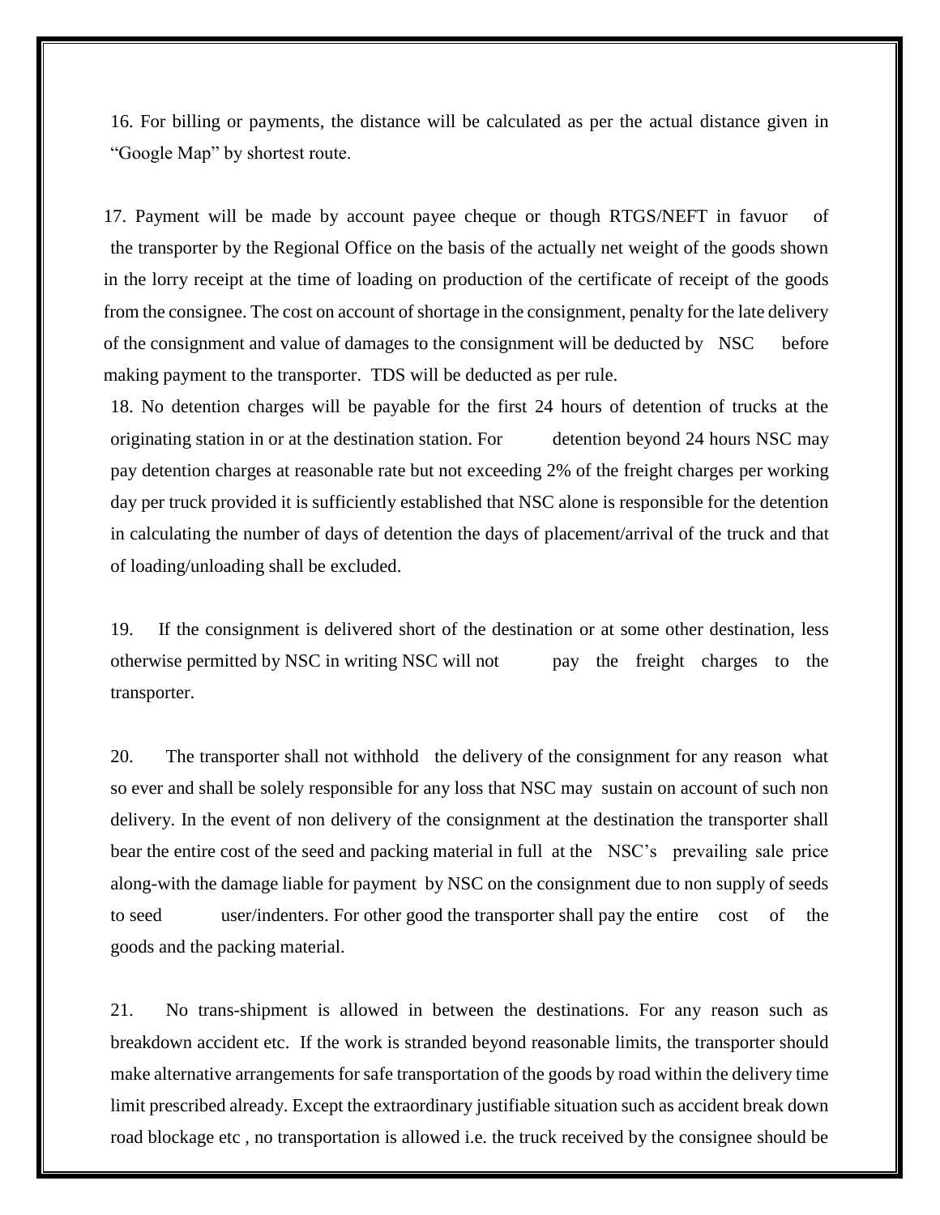16. For billing or payments, the distance will be calculated as per the actual distance given in "Google Map" by shortest route.

17. Payment will be made by account payee cheque or though RTGS/NEFT in favuor of the transporter by the Regional Office on the basis of the actually net weight of the goods shown in the lorry receipt at the time of loading on production of the certificate of receipt of the goods from the consignee. The cost on account of shortage in the consignment, penalty for the late delivery of the consignment and value of damages to the consignment will be deducted by NSC before making payment to the transporter. TDS will be deducted as per rule.

18. No detention charges will be payable for the first 24 hours of detention of trucks at the originating station in or at the destination station. For detention beyond 24 hours NSC may pay detention charges at reasonable rate but not exceeding 2% of the freight charges per working day per truck provided it is sufficiently established that NSC alone is responsible for the detention in calculating the number of days of detention the days of placement/arrival of the truck and that of loading/unloading shall be excluded.

19. If the consignment is delivered short of the destination or at some other destination, less otherwise permitted by NSC in writing NSC will not pay the freight charges to the transporter.

20. The transporter shall not withhold the delivery of the consignment for any reason what so ever and shall be solely responsible for any loss that NSC may sustain on account of such non delivery. In the event of non delivery of the consignment at the destination the transporter shall bear the entire cost of the seed and packing material in full at the NSC's prevailing sale price along-with the damage liable for payment by NSC on the consignment due to non supply of seeds to seed user/indenters. For other good the transporter shall pay the entire cost of the goods and the packing material.

21. No trans-shipment is allowed in between the destinations. For any reason such as breakdown accident etc. If the work is stranded beyond reasonable limits, the transporter should make alternative arrangements for safe transportation of the goods by road within the delivery time limit prescribed already. Except the extraordinary justifiable situation such as accident break down road blockage etc , no transportation is allowed i.e. the truck received by the consignee should be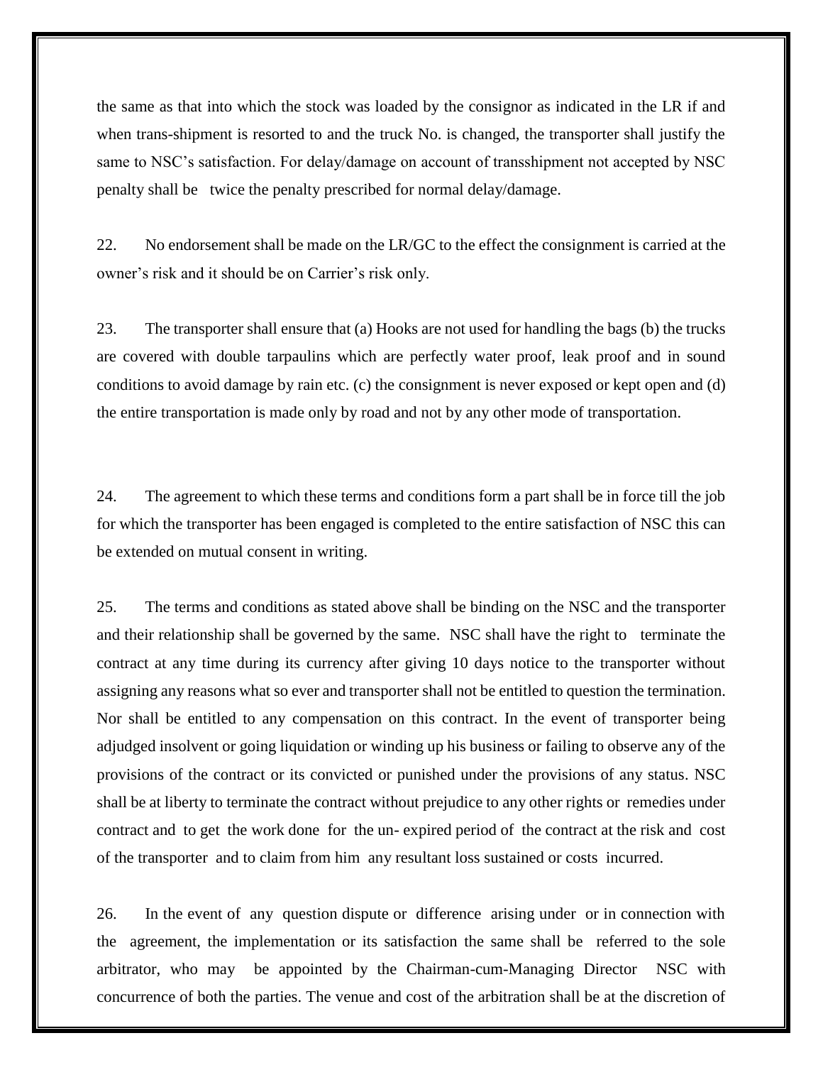the same as that into which the stock was loaded by the consignor as indicated in the LR if and when trans-shipment is resorted to and the truck No. is changed, the transporter shall justify the same to NSC's satisfaction. For delay/damage on account of transshipment not accepted by NSC penalty shall be twice the penalty prescribed for normal delay/damage.

22. No endorsement shall be made on the LR/GC to the effect the consignment is carried at the owner's risk and it should be on Carrier's risk only.

23. The transporter shall ensure that (a) Hooks are not used for handling the bags (b) the trucks are covered with double tarpaulins which are perfectly water proof, leak proof and in sound conditions to avoid damage by rain etc. (c) the consignment is never exposed or kept open and (d) the entire transportation is made only by road and not by any other mode of transportation.

24. The agreement to which these terms and conditions form a part shall be in force till the job for which the transporter has been engaged is completed to the entire satisfaction of NSC this can be extended on mutual consent in writing.

25. The terms and conditions as stated above shall be binding on the NSC and the transporter and their relationship shall be governed by the same. NSC shall have the right to terminate the contract at any time during its currency after giving 10 days notice to the transporter without assigning any reasons what so ever and transporter shall not be entitled to question the termination. Nor shall be entitled to any compensation on this contract. In the event of transporter being adjudged insolvent or going liquidation or winding up his business or failing to observe any of the provisions of the contract or its convicted or punished under the provisions of any status. NSC shall be at liberty to terminate the contract without prejudice to any other rights or remedies under contract and to get the work done for the un- expired period of the contract at the risk and cost of the transporter and to claim from him any resultant loss sustained or costs incurred.

26. In the event of any question dispute or difference arising under or in connection with the agreement, the implementation or its satisfaction the same shall be referred to the sole arbitrator, who may be appointed by the Chairman-cum-Managing Director NSC with concurrence of both the parties. The venue and cost of the arbitration shall be at the discretion of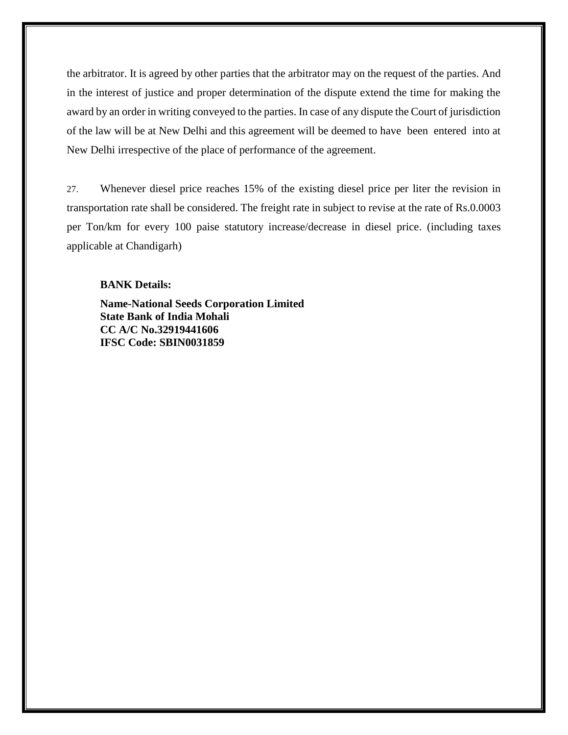the arbitrator. It is agreed by other parties that the arbitrator may on the request of the parties. And in the interest of justice and proper determination of the dispute extend the time for making the award by an order in writing conveyed to the parties. In case of any dispute the Court of jurisdiction of the law will be at New Delhi and this agreement will be deemed to have been entered into at New Delhi irrespective of the place of performance of the agreement.

27. Whenever diesel price reaches 15% of the existing diesel price per liter the revision in transportation rate shall be considered. The freight rate in subject to revise at the rate of Rs.0.0003 per Ton/km for every 100 paise statutory increase/decrease in diesel price. (including taxes applicable at Chandigarh)

**BANK Details:**

**Name-National Seeds Corporation Limited**
**State Bank of India Mohali**
**CC A/C No.32919441606**
**IFSC Code: SBIN0031859**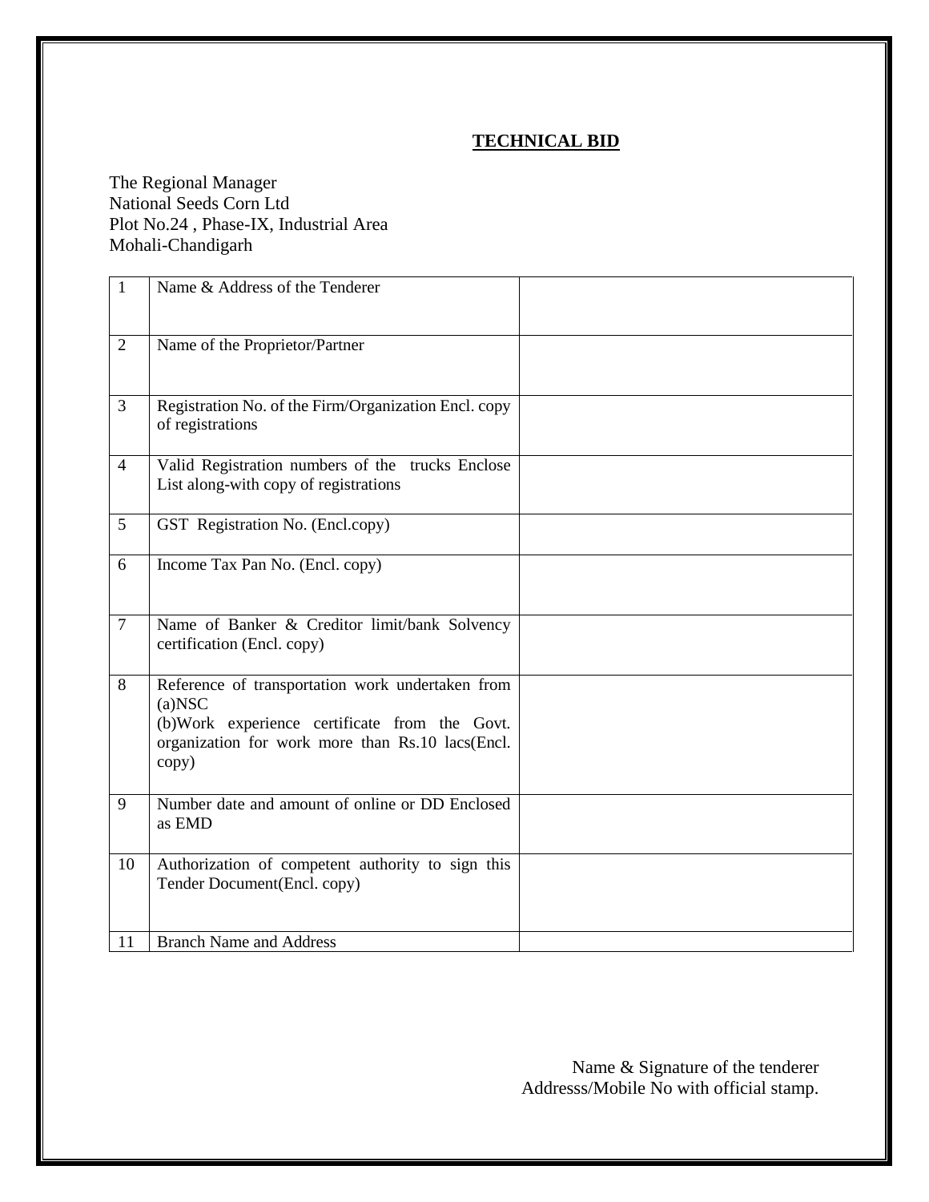## **TECHNICAL BID**

The Regional Manager
National Seeds Corn Ltd
Plot No.24 , Phase-IX, Industrial Area
Mohali-Chandigarh

| | | |
|---|---|---|
| 1 | Name & Address of the Tenderer | |
| 2 | Name of the Proprietor/Partner | |
| 3 | Registration No. of the Firm/Organization Encl. copy of registrations | |
| 4 | Valid Registration numbers of the trucks Enclose List along-with copy of registrations | |
| 5 | GST Registration No. (Encl.copy) | |
| 6 | Income Tax Pan No. (Encl. copy) | |
| 7 | Name of Banker & Creditor limit/bank Solvency certification (Encl. copy) | |
| 8 | Reference of transportation work undertaken from (a)NSC<br>(b)Work experience certificate from the Govt. organization for work more than Rs.10 lacs(Encl. copy) | |
| 9 | Number date and amount of online or DD Enclosed as EMD | |
| 10 | Authorization of competent authority to sign this Tender Document(Encl. copy) | |
| 11 | Branch Name and Address | |

Name & Signature of the tenderer
Addresss/Mobile No with official stamp.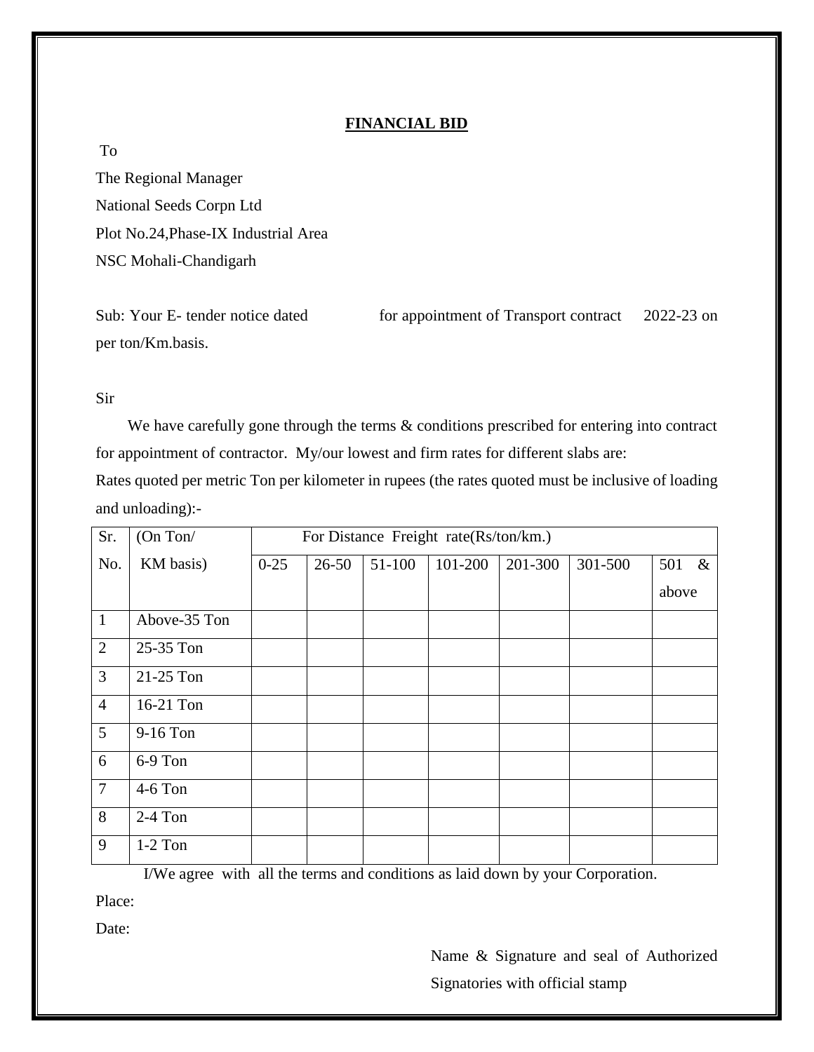## FINANCIAL BID

To

The Regional Manager

National Seeds Corpn Ltd

Plot No.24,Phase-IX Industrial Area

NSC Mohali-Chandigarh

Sub: Your E- tender notice dated for appointment of Transport contract 2022-23 on per ton/Km.basis.

Sir

We have carefully gone through the terms & conditions prescribed for entering into contract for appointment of contractor. My/our lowest and firm rates for different slabs are:

Rates quoted per metric Ton per kilometer in rupees (the rates quoted must be inclusive of loading and unloading):-

| Sr. No. | (On Ton/ KM basis) | For Distance Freight rate(Rs/ton/km.) | | | | | | |
|---|---|---|---|---|---|---|---|---|
| | | 0-25 | 26-50 | 51-100 | 101-200 | 201-300 | 301-500 | 501 & above |
| 1 | Above-35 Ton | | | | | | | |
| 2 | 25-35 Ton | | | | | | | |
| 3 | 21-25 Ton | | | | | | | |
| 4 | 16-21 Ton | | | | | | | |
| 5 | 9-16 Ton | | | | | | | |
| 6 | 6-9 Ton | | | | | | | |
| 7 | 4-6 Ton | | | | | | | |
| 8 | 2-4 Ton | | | | | | | |
| 9 | 1-2 Ton | | | | | | | |

I/We agree with all the terms and conditions as laid down by your Corporation.

Place:

Date:

Name & Signature and seal of Authorized Signatories with official stamp